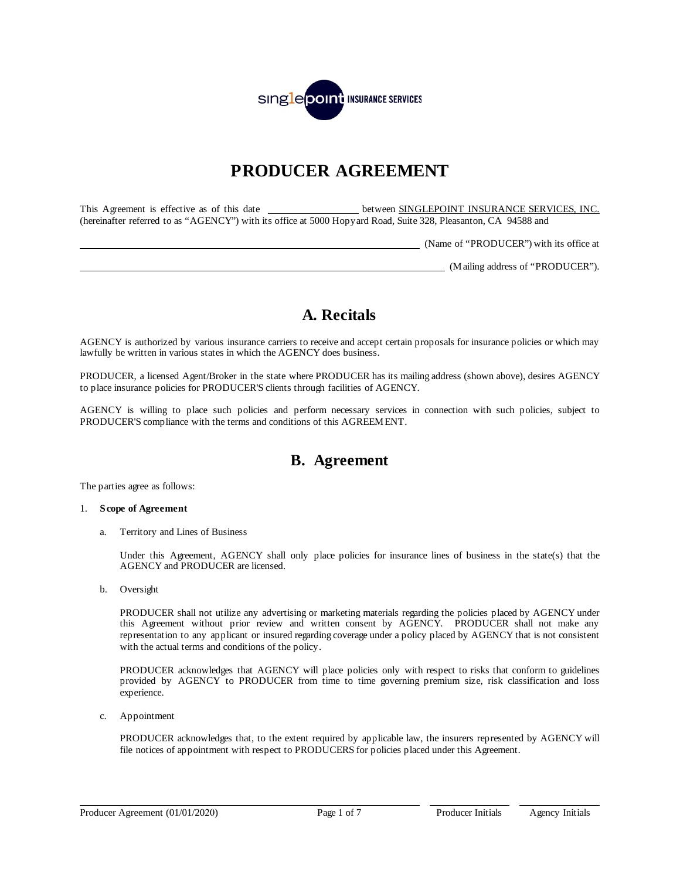# PRODUCER AGREEMENT

This Agreement is effective as of this date ________________ between SINGLEPOINT INSURANCE SERVICES, INC. (hereinafter referred to as "AGENCY") with its office at 5000 Hopyard Road, Suite 328, Pleasanton, CA 94588 and

________________________________________________ (Name of "PRODUCER") with its office at

________________________________________________ (Mailing address of "PRODUCER").

## A. Recitals

AGENCY is authorized by various insurance carriers to receive and accept certain proposals for insurance policies or which may lawfully be written in various states in which the AGENCY does business.

PRODUCER, a licensed Agent/Broker in the state where PRODUCER has its mailing address (shown above), desires AGENCY to place insurance policies for PRODUCER'S clients through facilities of AGENCY.

AGENCY is willing to place such policies and perform necessary services in connection with such policies, subject to PRODUCER'S compliance with the terms and conditions of this AGREEMENT.

## B. Agreement

The parties agree as follows:

1. **Scope of Agreement**

   a. Territory and Lines of Business

      Under this Agreement, AGENCY shall only place policies for insurance lines of business in the state(s) that the AGENCY and PRODUCER are licensed.

   b. Oversight

      PRODUCER shall not utilize any advertising or marketing materials regarding the policies placed by AGENCY under this Agreement without prior review and written consent by AGENCY. PRODUCER shall not make any representation to any applicant or insured regarding coverage under a policy placed by AGENCY that is not consistent with the actual terms and conditions of the policy.

      PRODUCER acknowledges that AGENCY will place policies only with respect to risks that conform to guidelines provided by AGENCY to PRODUCER from time to time governing premium size, risk classification and loss experience.

   c. Appointment

      PRODUCER acknowledges that, to the extent required by applicable law, the insurers represented by AGENCY will file notices of appointment with respect to PRODUCERS for policies placed under this Agreement.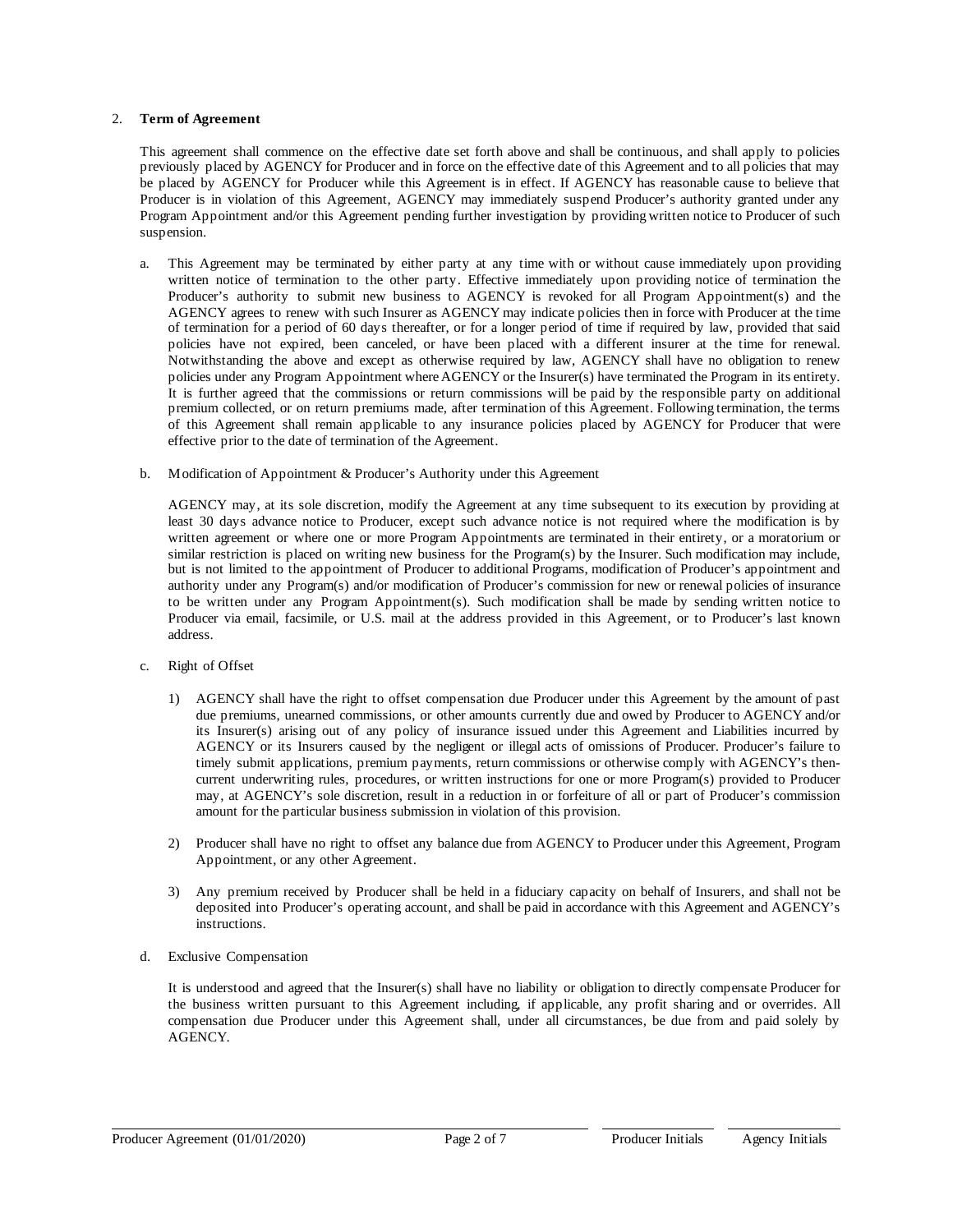2. **Term of Agreement**

This agreement shall commence on the effective date set forth above and shall be continuous, and shall apply to policies previously placed by AGENCY for Producer and in force on the effective date of this Agreement and to all policies that may be placed by AGENCY for Producer while this Agreement is in effect. If AGENCY has reasonable cause to believe that Producer is in violation of this Agreement, AGENCY may immediately suspend Producer's authority granted under any Program Appointment and/or this Agreement pending further investigation by providing written notice to Producer of such suspension.

a. This Agreement may be terminated by either party at any time with or without cause immediately upon providing written notice of termination to the other party. Effective immediately upon providing notice of termination the Producer's authority to submit new business to AGENCY is revoked for all Program Appointment(s) and the AGENCY agrees to renew with such Insurer as AGENCY may indicate policies then in force with Producer at the time of termination for a period of 60 days thereafter, or for a longer period of time if required by law, provided that said policies have not expired, been canceled, or have been placed with a different insurer at the time for renewal. Notwithstanding the above and except as otherwise required by law, AGENCY shall have no obligation to renew policies under any Program Appointment where AGENCY or the Insurer(s) have terminated the Program in its entirety. It is further agreed that the commissions or return commissions will be paid by the responsible party on additional premium collected, or on return premiums made, after termination of this Agreement. Following termination, the terms of this Agreement shall remain applicable to any insurance policies placed by AGENCY for Producer that were effective prior to the date of termination of the Agreement.

b. Modification of Appointment & Producer's Authority under this Agreement

AGENCY may, at its sole discretion, modify the Agreement at any time subsequent to its execution by providing at least 30 days advance notice to Producer, except such advance notice is not required where the modification is by written agreement or where one or more Program Appointments are terminated in their entirety, or a moratorium or similar restriction is placed on writing new business for the Program(s) by the Insurer. Such modification may include, but is not limited to the appointment of Producer to additional Programs, modification of Producer's appointment and authority under any Program(s) and/or modification of Producer's commission for new or renewal policies of insurance to be written under any Program Appointment(s). Such modification shall be made by sending written notice to Producer via email, facsimile, or U.S. mail at the address provided in this Agreement, or to Producer's last known address.

c. Right of Offset

1) AGENCY shall have the right to offset compensation due Producer under this Agreement by the amount of past due premiums, unearned commissions, or other amounts currently due and owed by Producer to AGENCY and/or its Insurer(s) arising out of any policy of insurance issued under this Agreement and Liabilities incurred by AGENCY or its Insurers caused by the negligent or illegal acts of omissions of Producer. Producer's failure to timely submit applications, premium payments, return commissions or otherwise comply with AGENCY's then-current underwriting rules, procedures, or written instructions for one or more Program(s) provided to Producer may, at AGENCY's sole discretion, result in a reduction in or forfeiture of all or part of Producer's commission amount for the particular business submission in violation of this provision.

2) Producer shall have no right to offset any balance due from AGENCY to Producer under this Agreement, Program Appointment, or any other Agreement.

3) Any premium received by Producer shall be held in a fiduciary capacity on behalf of Insurers, and shall not be deposited into Producer's operating account, and shall be paid in accordance with this Agreement and AGENCY's instructions.

d. Exclusive Compensation

It is understood and agreed that the Insurer(s) shall have no liability or obligation to directly compensate Producer for the business written pursuant to this Agreement including, if applicable, any profit sharing and or overrides. All compensation due Producer under this Agreement shall, under all circumstances, be due from and paid solely by AGENCY.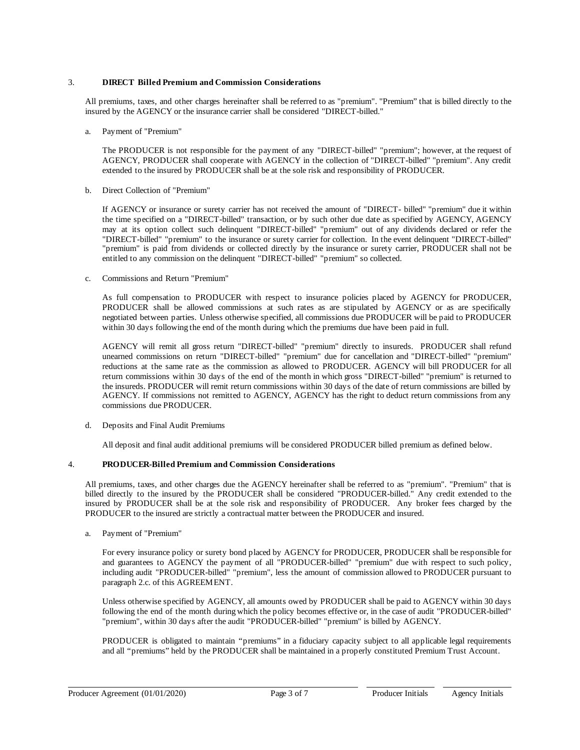## 3. **DIRECT Billed Premium and Commission Considerations**

All premiums, taxes, and other charges hereinafter shall be referred to as "premium". "Premium" that is billed directly to the insured by the AGENCY or the insurance carrier shall be considered "DIRECT-billed."

a. Payment of "Premium"

The PRODUCER is not responsible for the payment of any "DIRECT-billed" "premium"; however, at the request of AGENCY, PRODUCER shall cooperate with AGENCY in the collection of "DIRECT-billed" "premium". Any credit extended to the insured by PRODUCER shall be at the sole risk and responsibility of PRODUCER.

b. Direct Collection of "Premium"

If AGENCY or insurance or surety carrier has not received the amount of "DIRECT- billed" "premium" due it within the time specified on a "DIRECT-billed" transaction, or by such other due date as specified by AGENCY, AGENCY may at its option collect such delinquent "DIRECT-billed" "premium" out of any dividends declared or refer the "DIRECT-billed" "premium" to the insurance or surety carrier for collection. In the event delinquent "DIRECT-billed" "premium" is paid from dividends or collected directly by the insurance or surety carrier, PRODUCER shall not be entitled to any commission on the delinquent "DIRECT-billed" "premium" so collected.

c. Commissions and Return "Premium"

As full compensation to PRODUCER with respect to insurance policies placed by AGENCY for PRODUCER, PRODUCER shall be allowed commissions at such rates as are stipulated by AGENCY or as are specifically negotiated between parties. Unless otherwise specified, all commissions due PRODUCER will be paid to PRODUCER within 30 days following the end of the month during which the premiums due have been paid in full.

AGENCY will remit all gross return "DIRECT-billed" "premium" directly to insureds. PRODUCER shall refund unearned commissions on return "DIRECT-billed" "premium" due for cancellation and "DIRECT-billed" "premium" reductions at the same rate as the commission as allowed to PRODUCER. AGENCY will bill PRODUCER for all return commissions within 30 days of the end of the month in which gross "DIRECT-billed" "premium" is returned to the insureds. PRODUCER will remit return commissions within 30 days of the date of return commissions are billed by AGENCY. If commissions not remitted to AGENCY, AGENCY has the right to deduct return commissions from any commissions due PRODUCER.

d. Deposits and Final Audit Premiums

All deposit and final audit additional premiums will be considered PRODUCER billed premium as defined below.

## 4. **PRODUCER-Billed Premium and Commission Considerations**

All premiums, taxes, and other charges due the AGENCY hereinafter shall be referred to as "premium". "Premium" that is billed directly to the insured by the PRODUCER shall be considered "PRODUCER-billed." Any credit extended to the insured by PRODUCER shall be at the sole risk and responsibility of PRODUCER. Any broker fees charged by the PRODUCER to the insured are strictly a contractual matter between the PRODUCER and insured.

a. Payment of "Premium"

For every insurance policy or surety bond placed by AGENCY for PRODUCER, PRODUCER shall be responsible for and guarantees to AGENCY the payment of all "PRODUCER-billed" "premium" due with respect to such policy, including audit "PRODUCER-billed" "premium", less the amount of commission allowed to PRODUCER pursuant to paragraph 2.c. of this AGREEMENT.

Unless otherwise specified by AGENCY, all amounts owed by PRODUCER shall be paid to AGENCY within 30 days following the end of the month during which the policy becomes effective or, in the case of audit "PRODUCER-billed" "premium", within 30 days after the audit "PRODUCER-billed" "premium" is billed by AGENCY.

PRODUCER is obligated to maintain "premiums" in a fiduciary capacity subject to all applicable legal requirements and all "premiums" held by the PRODUCER shall be maintained in a properly constituted Premium Trust Account.

Producer Agreement (01/01/2020) | Producer Initials | Agency Initials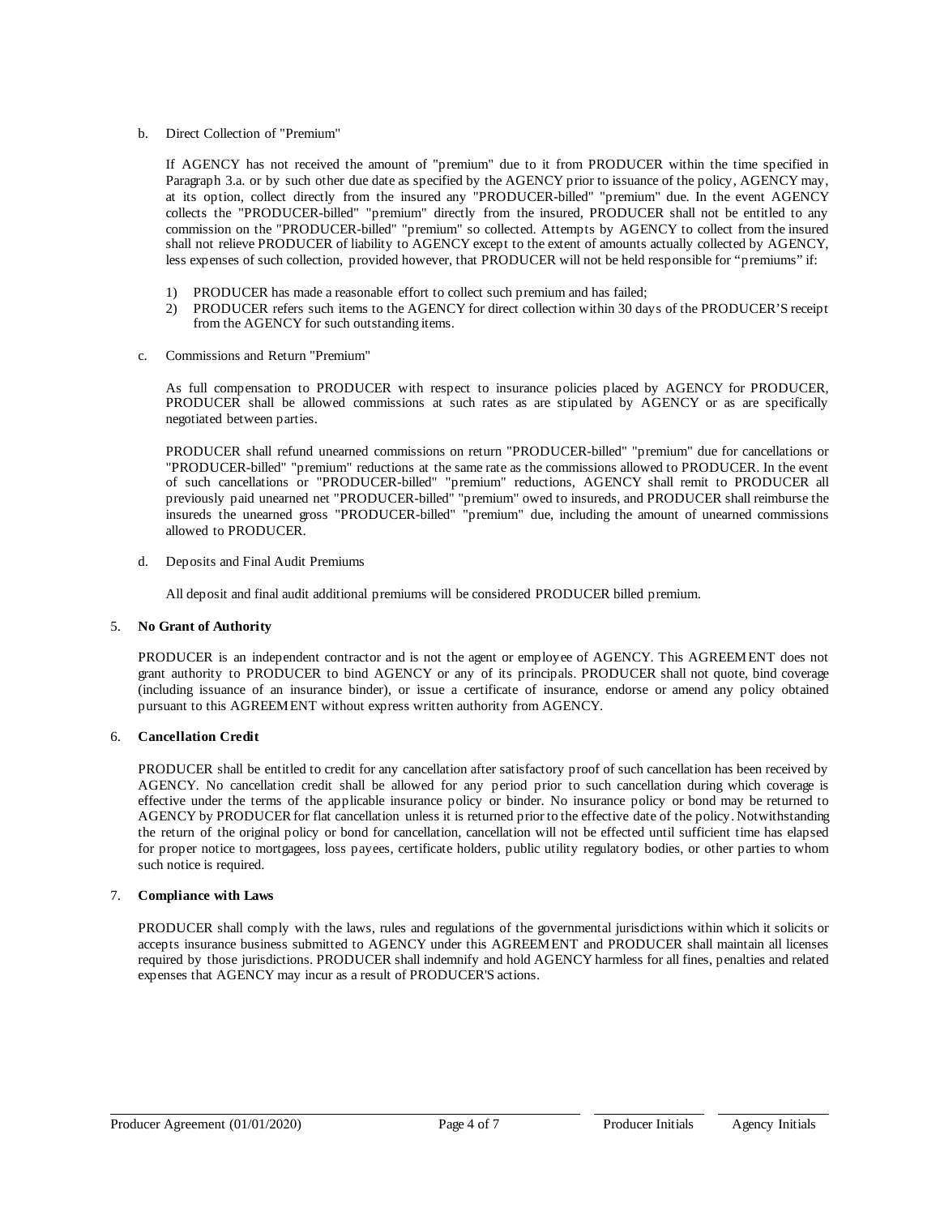b. Direct Collection of "Premium"

If AGENCY has not received the amount of "premium" due to it from PRODUCER within the time specified in Paragraph 3.a. or by such other due date as specified by the AGENCY prior to issuance of the policy, AGENCY may, at its option, collect directly from the insured any "PRODUCER-billed" "premium" due. In the event AGENCY collects the "PRODUCER-billed" "premium" directly from the insured, PRODUCER shall not be entitled to any commission on the "PRODUCER-billed" "premium" so collected. Attempts by AGENCY to collect from the insured shall not relieve PRODUCER of liability to AGENCY except to the extent of amounts actually collected by AGENCY, less expenses of such collection, provided however, that PRODUCER will not be held responsible for "premiums" if:

1) PRODUCER has made a reasonable effort to collect such premium and has failed;
2) PRODUCER refers such items to the AGENCY for direct collection within 30 days of the PRODUCER'S receipt from the AGENCY for such outstanding items.

c. Commissions and Return "Premium"

As full compensation to PRODUCER with respect to insurance policies placed by AGENCY for PRODUCER, PRODUCER shall be allowed commissions at such rates as are stipulated by AGENCY or as are specifically negotiated between parties.

PRODUCER shall refund unearned commissions on return "PRODUCER-billed" "premium" due for cancellations or "PRODUCER-billed" "premium" reductions at the same rate as the commissions allowed to PRODUCER. In the event of such cancellations or "PRODUCER-billed" "premium" reductions, AGENCY shall remit to PRODUCER all previously paid unearned net "PRODUCER-billed" "premium" owed to insureds, and PRODUCER shall reimburse the insureds the unearned gross "PRODUCER-billed" "premium" due, including the amount of unearned commissions allowed to PRODUCER.

d. Deposits and Final Audit Premiums

All deposit and final audit additional premiums will be considered PRODUCER billed premium.

5. **No Grant of Authority**

PRODUCER is an independent contractor and is not the agent or employee of AGENCY. This AGREEMENT does not grant authority to PRODUCER to bind AGENCY or any of its principals. PRODUCER shall not quote, bind coverage (including issuance of an insurance binder), or issue a certificate of insurance, endorse or amend any policy obtained pursuant to this AGREEMENT without express written authority from AGENCY.

6. **Cancellation Credit**

PRODUCER shall be entitled to credit for any cancellation after satisfactory proof of such cancellation has been received by AGENCY. No cancellation credit shall be allowed for any period prior to such cancellation during which coverage is effective under the terms of the applicable insurance policy or binder. No insurance policy or bond may be returned to AGENCY by PRODUCER for flat cancellation unless it is returned prior to the effective date of the policy. Notwithstanding the return of the original policy or bond for cancellation, cancellation will not be effected until sufficient time has elapsed for proper notice to mortgagees, loss payees, certificate holders, public utility regulatory bodies, or other parties to whom such notice is required.

7. **Compliance with Laws**

PRODUCER shall comply with the laws, rules and regulations of the governmental jurisdictions within which it solicits or accepts insurance business submitted to AGENCY under this AGREEMENT and PRODUCER shall maintain all licenses required by those jurisdictions. PRODUCER shall indemnify and hold AGENCY harmless for all fines, penalties and related expenses that AGENCY may incur as a result of PRODUCER'S actions.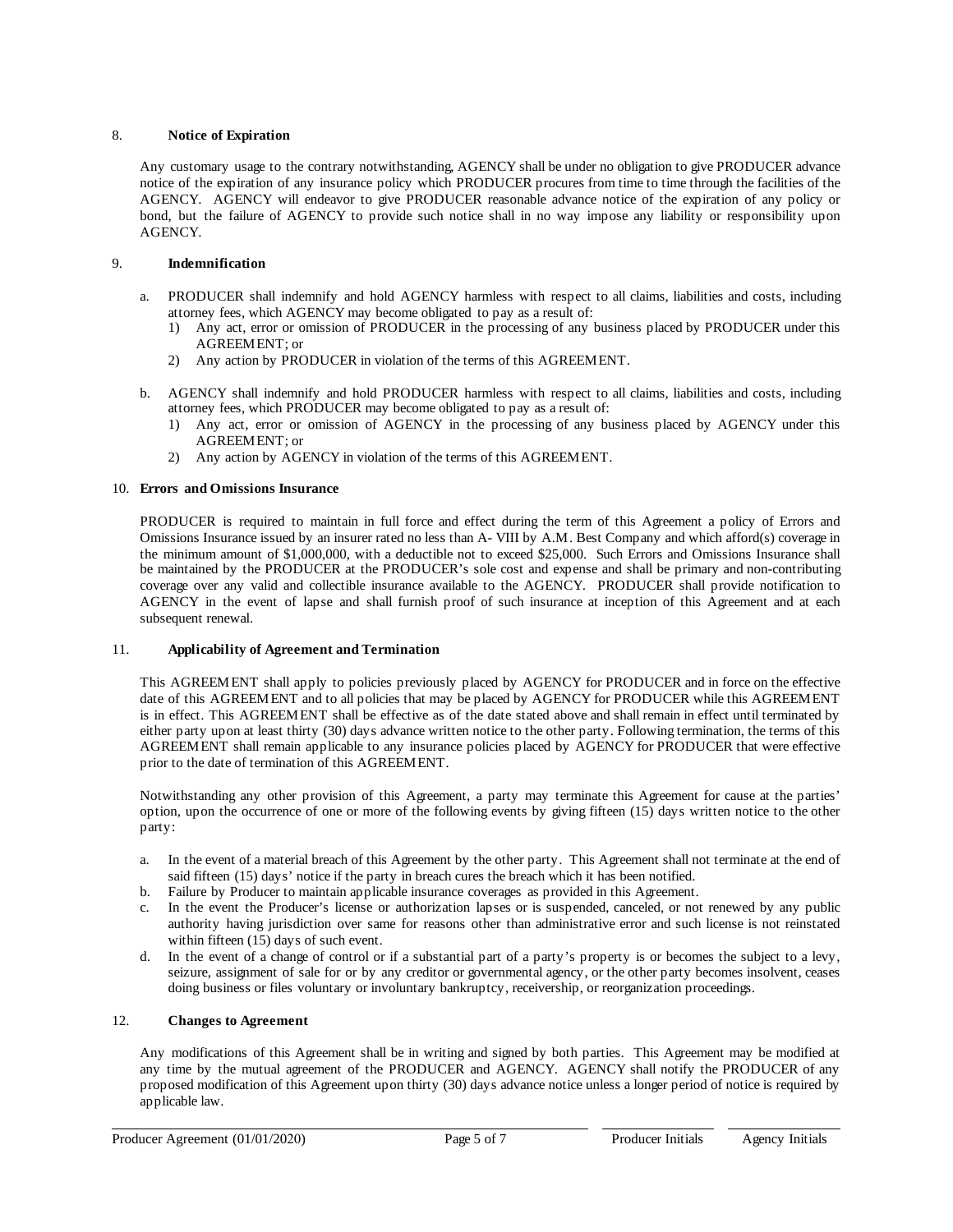## 8. Notice of Expiration

Any customary usage to the contrary notwithstanding, AGENCY shall be under no obligation to give PRODUCER advance notice of the expiration of any insurance policy which PRODUCER procures from time to time through the facilities of the AGENCY. AGENCY will endeavor to give PRODUCER reasonable advance notice of the expiration of any policy or bond, but the failure of AGENCY to provide such notice shall in no way impose any liability or responsibility upon AGENCY.

## 9. Indemnification

a. PRODUCER shall indemnify and hold AGENCY harmless with respect to all claims, liabilities and costs, including attorney fees, which AGENCY may become obligated to pay as a result of:
   1) Any act, error or omission of PRODUCER in the processing of any business placed by PRODUCER under this AGREEMENT; or
   2) Any action by PRODUCER in violation of the terms of this AGREEMENT.

b. AGENCY shall indemnify and hold PRODUCER harmless with respect to all claims, liabilities and costs, including attorney fees, which PRODUCER may become obligated to pay as a result of:
   1) Any act, error or omission of AGENCY in the processing of any business placed by AGENCY under this AGREEMENT; or
   2) Any action by AGENCY in violation of the terms of this AGREEMENT.

## 10. Errors and Omissions Insurance

PRODUCER is required to maintain in full force and effect during the term of this Agreement a policy of Errors and Omissions Insurance issued by an insurer rated no less than A- VIII by A.M. Best Company and which afford(s) coverage in the minimum amount of $1,000,000, with a deductible not to exceed $25,000. Such Errors and Omissions Insurance shall be maintained by the PRODUCER at the PRODUCER's sole cost and expense and shall be primary and non-contributing coverage over any valid and collectible insurance available to the AGENCY. PRODUCER shall provide notification to AGENCY in the event of lapse and shall furnish proof of such insurance at inception of this Agreement and at each subsequent renewal.

## 11. Applicability of Agreement and Termination

This AGREEMENT shall apply to policies previously placed by AGENCY for PRODUCER and in force on the effective date of this AGREEMENT and to all policies that may be placed by AGENCY for PRODUCER while this AGREEMENT is in effect. This AGREEMENT shall be effective as of the date stated above and shall remain in effect until terminated by either party upon at least thirty (30) days advance written notice to the other party. Following termination, the terms of this AGREEMENT shall remain applicable to any insurance policies placed by AGENCY for PRODUCER that were effective prior to the date of termination of this AGREEMENT.

Notwithstanding any other provision of this Agreement, a party may terminate this Agreement for cause at the parties' option, upon the occurrence of one or more of the following events by giving fifteen (15) days written notice to the other party:

a. In the event of a material breach of this Agreement by the other party. This Agreement shall not terminate at the end of said fifteen (15) days' notice if the party in breach cures the breach which it has been notified.
b. Failure by Producer to maintain applicable insurance coverages as provided in this Agreement.
c. In the event the Producer's license or authorization lapses or is suspended, canceled, or not renewed by any public authority having jurisdiction over same for reasons other than administrative error and such license is not reinstated within fifteen (15) days of such event.
d. In the event of a change of control or if a substantial part of a party's property is or becomes the subject to a levy, seizure, assignment of sale for or by any creditor or governmental agency, or the other party becomes insolvent, ceases doing business or files voluntary or involuntary bankruptcy, receivership, or reorganization proceedings.

## 12. Changes to Agreement

Any modifications of this Agreement shall be in writing and signed by both parties. This Agreement may be modified at any time by the mutual agreement of the PRODUCER and AGENCY. AGENCY shall notify the PRODUCER of any proposed modification of this Agreement upon thirty (30) days advance notice unless a longer period of notice is required by applicable law.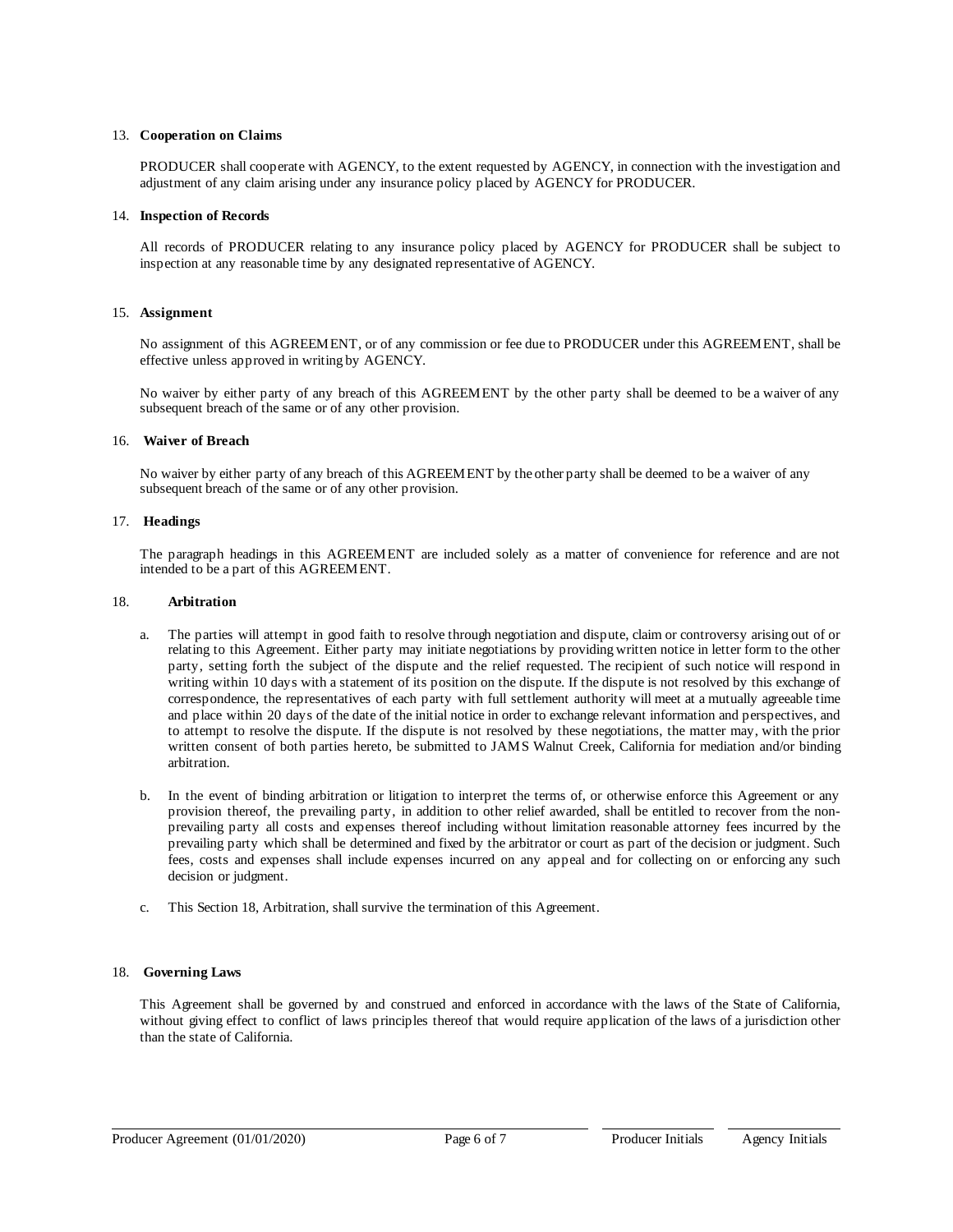13. **Cooperation on Claims**

PRODUCER shall cooperate with AGENCY, to the extent requested by AGENCY, in connection with the investigation and adjustment of any claim arising under any insurance policy placed by AGENCY for PRODUCER.

14. **Inspection of Records**

All records of PRODUCER relating to any insurance policy placed by AGENCY for PRODUCER shall be subject to inspection at any reasonable time by any designated representative of AGENCY.

15. **Assignment**

No assignment of this AGREEMENT, or of any commission or fee due to PRODUCER under this AGREEMENT, shall be effective unless approved in writing by AGENCY.

No waiver by either party of any breach of this AGREEMENT by the other party shall be deemed to be a waiver of any subsequent breach of the same or of any other provision.

16. **Waiver of Breach**

No waiver by either party of any breach of this AGREEMENT by the other party shall be deemed to be a waiver of any subsequent breach of the same or of any other provision.

17. **Headings**

The paragraph headings in this AGREEMENT are included solely as a matter of convenience for reference and are not intended to be a part of this AGREEMENT.

18. **Arbitration**

a. The parties will attempt in good faith to resolve through negotiation and dispute, claim or controversy arising out of or relating to this Agreement. Either party may initiate negotiations by providing written notice in letter form to the other party, setting forth the subject of the dispute and the relief requested. The recipient of such notice will respond in writing within 10 days with a statement of its position on the dispute. If the dispute is not resolved by this exchange of correspondence, the representatives of each party with full settlement authority will meet at a mutually agreeable time and place within 20 days of the date of the initial notice in order to exchange relevant information and perspectives, and to attempt to resolve the dispute. If the dispute is not resolved by these negotiations, the matter may, with the prior written consent of both parties hereto, be submitted to JAMS Walnut Creek, California for mediation and/or binding arbitration.

b. In the event of binding arbitration or litigation to interpret the terms of, or otherwise enforce this Agreement or any provision thereof, the prevailing party, in addition to other relief awarded, shall be entitled to recover from the non-prevailing party all costs and expenses thereof including without limitation reasonable attorney fees incurred by the prevailing party which shall be determined and fixed by the arbitrator or court as part of the decision or judgment. Such fees, costs and expenses shall include expenses incurred on any appeal and for collecting on or enforcing any such decision or judgment.

c. This Section 18, Arbitration, shall survive the termination of this Agreement.

18. **Governing Laws**

This Agreement shall be governed by and construed and enforced in accordance with the laws of the State of California, without giving effect to conflict of laws principles thereof that would require application of the laws of a jurisdiction other than the state of California.

Producer Agreement (01/01/2020) ______ Producer Initials ______ Agency Initials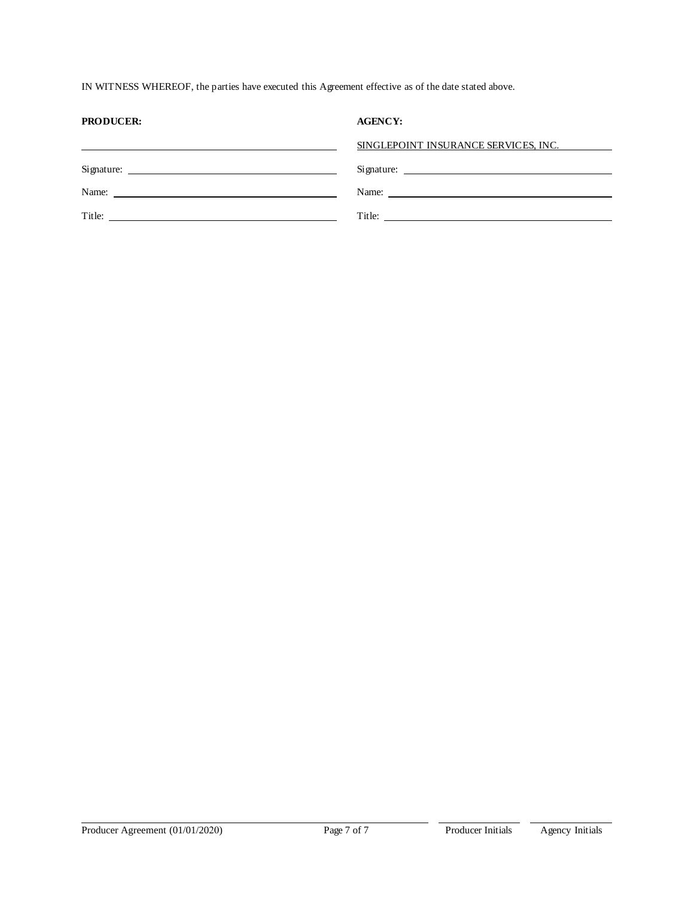IN WITNESS WHEREOF, the parties have executed this Agreement effective as of the date stated above.

| **PRODUCER:** | **AGENCY:** |
|---|---|
| ______________________________ | SINGLEPOINT INSURANCE SERVICES, INC. |
| Signature: ______________________ | Signature: ______________________ |
| Name: ______________________ | Name: ______________________ |
| Title: ______________________ | Title: ______________________ |

Producer Initials ______ Agency Initials ______